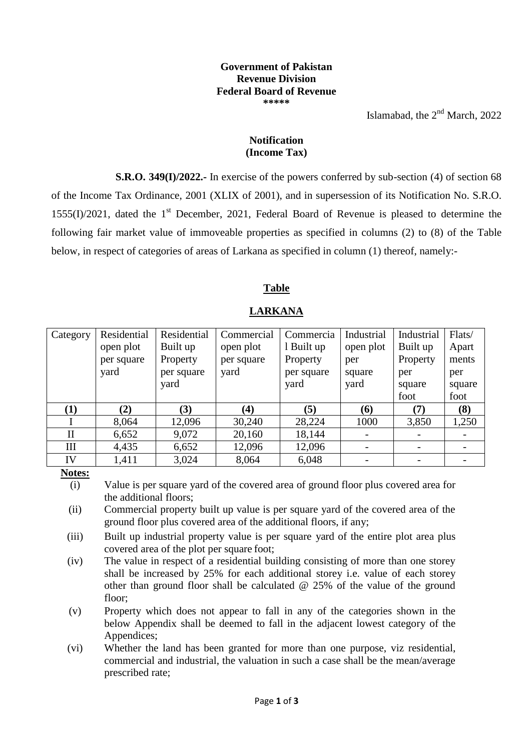**Government of Pakistan**
**Revenue Division**
**Federal Board of Revenue**
**\*\*\*\*\***

Islamabad, the 2nd March, 2022

**Notification**
**(Income Tax)**

**S.R.O. 349(I)/2022.-** In exercise of the powers conferred by sub-section (4) of section 68 of the Income Tax Ordinance, 2001 (XLIX of 2001), and in supersession of its Notification No. S.R.O. 1555(I)/2021, dated the 1st December, 2021, Federal Board of Revenue is pleased to determine the following fair market value of immoveable properties as specified in columns (2) to (8) of the Table below, in respect of categories of areas of Larkana as specified in column (1) thereof, namely:-

**Table**

**LARKANA**

| Category | Residential open plot per square yard | Residential Built up Property per square yard | Commercial open plot per square yard | Commercial Built up Property per square yard | Industrial open plot per square yard | Industrial Built up Property per square foot | Flats/ Apartments per square foot |
|---|---|---|---|---|---|---|---|
| **(1)** | **(2)** | **(3)** | **(4)** | **(5)** | **(6)** | **(7)** | **(8)** |
| I | 8,064 | 12,096 | 30,240 | 28,224 | 1000 | 3,850 | 1,250 |
| II | 6,652 | 9,072 | 20,160 | 18,144 | - | - | - |
| III | 4,435 | 6,652 | 12,096 | 12,096 | - | - | - |
| IV | 1,411 | 3,024 | 8,064 | 6,048 | - | - | - |

**Notes:**

(i) Value is per square yard of the covered area of ground floor plus covered area for the additional floors;

(ii) Commercial property built up value is per square yard of the covered area of the ground floor plus covered area of the additional floors, if any;

(iii) Built up industrial property value is per square yard of the entire plot area plus covered area of the plot per square foot;

(iv) The value in respect of a residential building consisting of more than one storey shall be increased by 25% for each additional storey i.e. value of each storey other than ground floor shall be calculated @ 25% of the value of the ground floor;

(v) Property which does not appear to fall in any of the categories shown in the below Appendix shall be deemed to fall in the adjacent lowest category of the Appendices;

(vi) Whether the land has been granted for more than one purpose, viz residential, commercial and industrial, the valuation in such a case shall be the mean/average prescribed rate;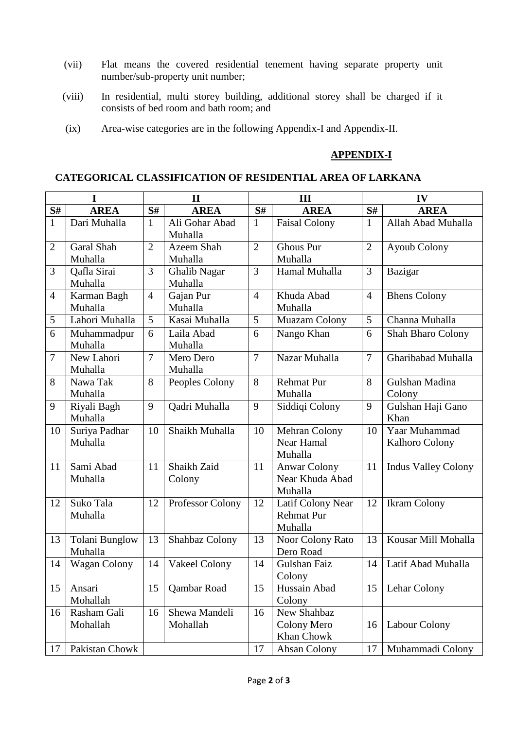(vii) Flat means the covered residential tenement having separate property unit number/sub-property unit number;

(viii) In residential, multi storey building, additional storey shall be charged if it consists of bed room and bath room; and

(ix) Area-wise categories are in the following Appendix-I and Appendix-II.

**APPENDIX-I**

## CATEGORICAL CLASSIFICATION OF RESIDENTIAL AREA OF LARKANA

| I | | II | | III | | IV | |
|---|---|---|---|---|---|---|---|
| **S#** | **AREA** | **S#** | **AREA** | **S#** | **AREA** | **S#** | **AREA** |
| 1 | Dari Muhalla | 1 | Ali Gohar Abad Muhalla | 1 | Faisal Colony | 1 | Allah Abad Muhalla |
| 2 | Garal Shah Muhalla | 2 | Azeem Shah Muhalla | 2 | Ghous Pur Muhalla | 2 | Ayoub Colony |
| 3 | Qafla Sirai Muhalla | 3 | Ghalib Nagar Muhalla | 3 | Hamal Muhalla | 3 | Bazigar |
| 4 | Karman Bagh Muhalla | 4 | Gajan Pur Muhalla | 4 | Khuda Abad Muhalla | 4 | Bhens Colony |
| 5 | Lahori Muhalla | 5 | Kasai Muhalla | 5 | Muazam Colony | 5 | Channa Muhalla |
| 6 | Muhammadpur Muhalla | 6 | Laila Abad Muhalla | 6 | Nango Khan | 6 | Shah Bharo Colony |
| 7 | New Lahori Muhalla | 7 | Mero Dero Muhalla | 7 | Nazar Muhalla | 7 | Gharibabad Muhalla |
| 8 | Nawa Tak Muhalla | 8 | Peoples Colony | 8 | Rehmat Pur Muhalla | 8 | Gulshan Madina Colony |
| 9 | Riyali Bagh Muhalla | 9 | Qadri Muhalla | 9 | Siddiqi Colony | 9 | Gulshan Haji Gano Khan |
| 10 | Suriya Padhar Muhalla | 10 | Shaikh Muhalla | 10 | Mehran Colony Near Hamal Muhalla | 10 | Yaar Muhammad Kalhoro Colony |
| 11 | Sami Abad Muhalla | 11 | Shaikh Zaid Colony | 11 | Anwar Colony Near Khuda Abad Muhalla | 11 | Indus Valley Colony |
| 12 | Suko Tala Muhalla | 12 | Professor Colony | 12 | Latif Colony Near Rehmat Pur Muhalla | 12 | Ikram Colony |
| 13 | Tolani Bunglow Muhalla | 13 | Shahbaz Colony | 13 | Noor Colony Rato Dero Road | 13 | Kousar Mill Mohalla |
| 14 | Wagan Colony | 14 | Vakeel Colony | 14 | Gulshan Faiz Colony | 14 | Latif Abad Muhalla |
| 15 | Ansari Mohallah | 15 | Qambar Road | 15 | Hussain Abad Colony | 15 | Lehar Colony |
| 16 | Rasham Gali Mohallah | 16 | Shewa Mandeli Mohallah | 16 | New Shahbaz Colony Mero Khan Chowk | 16 | Labour Colony |
| 17 | Pakistan Chowk | | | 17 | Ahsan Colony | 17 | Muhammadi Colony |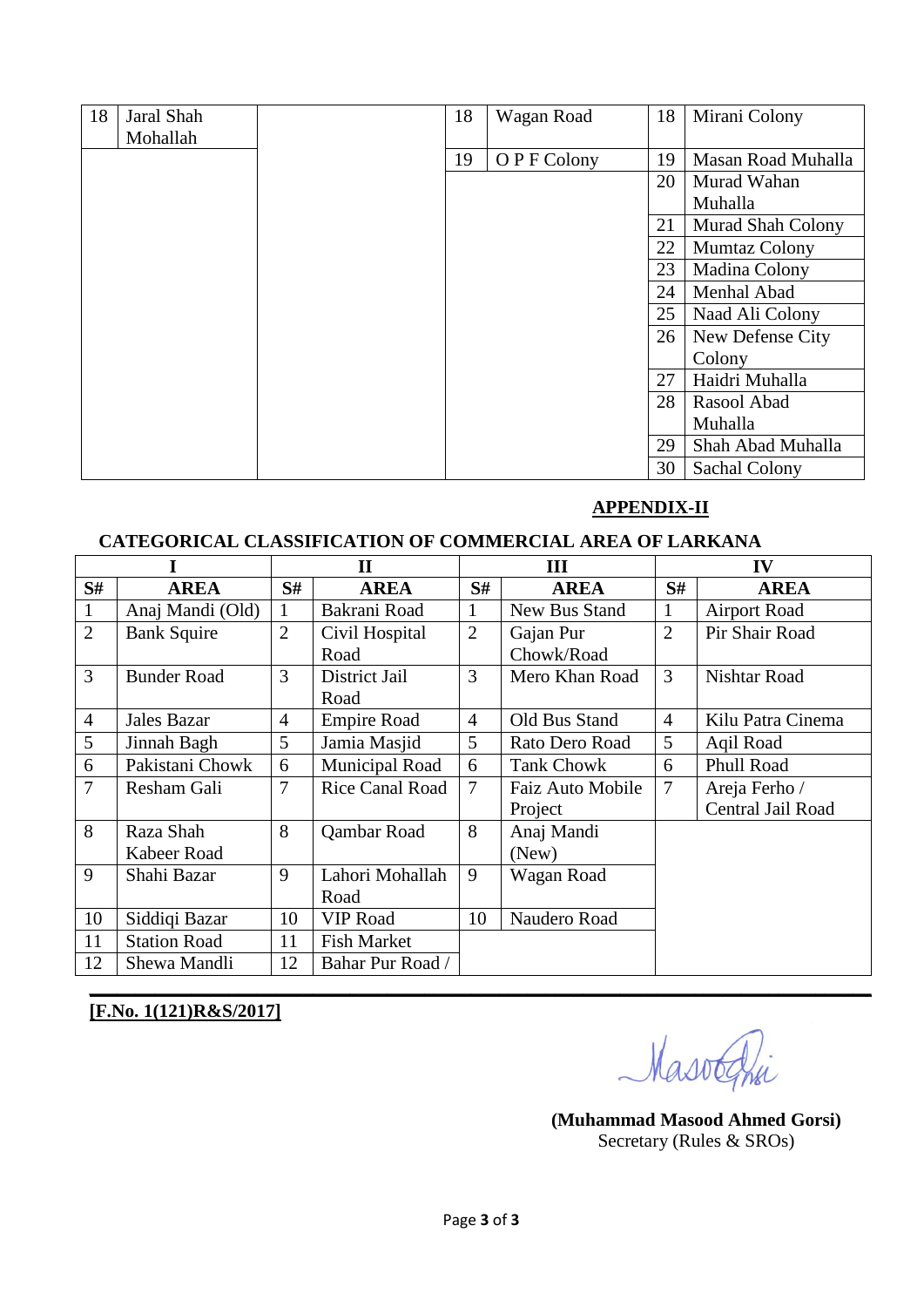| | | | | | | | |
|---|---|---|---|---|---|---|---|
| 18 | Jaral Shah Mohallah | | | 18 | Wagan Road | 18 | Mirani Colony |
| | | | | 19 | O P F Colony | 19 | Masan Road Muhalla |
| | | | | | | 20 | Murad Wahan Muhalla |
| | | | | | | 21 | Murad Shah Colony |
| | | | | | | 22 | Mumtaz Colony |
| | | | | | | 23 | Madina Colony |
| | | | | | | 24 | Menhal Abad |
| | | | | | | 25 | Naad Ali Colony |
| | | | | | | 26 | New Defense City Colony |
| | | | | | | 27 | Haidri Muhalla |
| | | | | | | 28 | Rasool Abad Muhalla |
| | | | | | | 29 | Shah Abad Muhalla |
| | | | | | | 30 | Sachal Colony |

## APPENDIX-II

### CATEGORICAL CLASSIFICATION OF COMMERCIAL AREA OF LARKANA

| I | | II | | III | | IV | |
|---|---|---|---|---|---|---|---|
| **S#** | **AREA** | **S#** | **AREA** | **S#** | **AREA** | **S#** | **AREA** |
| 1 | Anaj Mandi (Old) | 1 | Bakrani Road | 1 | New Bus Stand | 1 | Airport Road |
| 2 | Bank Squire | 2 | Civil Hospital Road | 2 | Gajan Pur Chowk/Road | 2 | Pir Shair Road |
| 3 | Bunder Road | 3 | District Jail Road | 3 | Mero Khan Road | 3 | Nishtar Road |
| 4 | Jales Bazar | 4 | Empire Road | 4 | Old Bus Stand | 4 | Kilu Patra Cinema |
| 5 | Jinnah Bagh | 5 | Jamia Masjid | 5 | Rato Dero Road | 5 | Aqil Road |
| 6 | Pakistani Chowk | 6 | Municipal Road | 6 | Tank Chowk | 6 | Phull Road |
| 7 | Resham Gali | 7 | Rice Canal Road | 7 | Faiz Auto Mobile Project | 7 | Areja Ferho / Central Jail Road |
| 8 | Raza Shah Kabeer Road | 8 | Qambar Road | 8 | Anaj Mandi (New) | | |
| 9 | Shahi Bazar | 9 | Lahori Mohallah Road | 9 | Wagan Road | | |
| 10 | Siddiqi Bazar | 10 | VIP Road | 10 | Naudero Road | | |
| 11 | Station Road | 11 | Fish Market | | | | |
| 12 | Shewa Mandli | 12 | Bahar Pur Road / | | | | |

**[F.No. 1(121)R&S/2017]**

**(Muhammad Masood Ahmed Gorsi)**
Secretary (Rules & SROs)